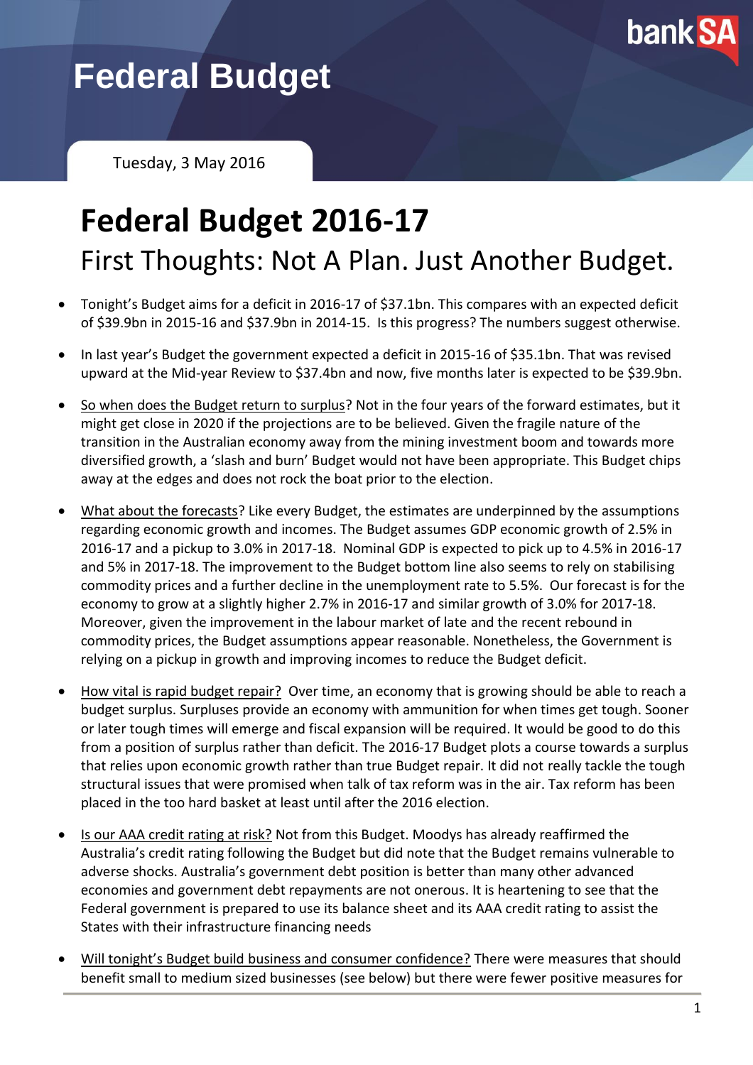# Federal Budget

Tuesday, 3 May 2016

# Federal Budget 2016-17

## First Thoughts: Not A Plan. Just Another Budget.

- Tonight's Budget aims for a deficit in 2016-17 of $37.1bn. This compares with an expected deficit of $39.9bn in 2015-16 and $37.9bn in 2014-15. Is this progress? The numbers suggest otherwise.

- In last year's Budget the government expected a deficit in 2015-16 of $35.1bn. That was revised upward at the Mid-year Review to $37.4bn and now, five months later is expected to be $39.9bn.

- So when does the Budget return to surplus? Not in the four years of the forward estimates, but it might get close in 2020 if the projections are to be believed. Given the fragile nature of the transition in the Australian economy away from the mining investment boom and towards more diversified growth, a 'slash and burn' Budget would not have been appropriate. This Budget chips away at the edges and does not rock the boat prior to the election.

- What about the forecasts? Like every Budget, the estimates are underpinned by the assumptions regarding economic growth and incomes. The Budget assumes GDP economic growth of 2.5% in 2016-17 and a pickup to 3.0% in 2017-18. Nominal GDP is expected to pick up to 4.5% in 2016-17 and 5% in 2017-18. The improvement to the Budget bottom line also seems to rely on stabilising commodity prices and a further decline in the unemployment rate to 5.5%. Our forecast is for the economy to grow at a slightly higher 2.7% in 2016-17 and similar growth of 3.0% for 2017-18. Moreover, given the improvement in the labour market of late and the recent rebound in commodity prices, the Budget assumptions appear reasonable. Nonetheless, the Government is relying on a pickup in growth and improving incomes to reduce the Budget deficit.

- How vital is rapid budget repair? Over time, an economy that is growing should be able to reach a budget surplus. Surpluses provide an economy with ammunition for when times get tough. Sooner or later tough times will emerge and fiscal expansion will be required. It would be good to do this from a position of surplus rather than deficit. The 2016-17 Budget plots a course towards a surplus that relies upon economic growth rather than true Budget repair. It did not really tackle the tough structural issues that were promised when talk of tax reform was in the air. Tax reform has been placed in the too hard basket at least until after the 2016 election.

- Is our AAA credit rating at risk? Not from this Budget. Moodys has already reaffirmed the Australia's credit rating following the Budget but did note that the Budget remains vulnerable to adverse shocks. Australia's government debt position is better than many other advanced economies and government debt repayments are not onerous. It is heartening to see that the Federal government is prepared to use its balance sheet and its AAA credit rating to assist the States with their infrastructure financing needs

- Will tonight's Budget build business and consumer confidence? There were measures that should benefit small to medium sized businesses (see below) but there were fewer positive measures for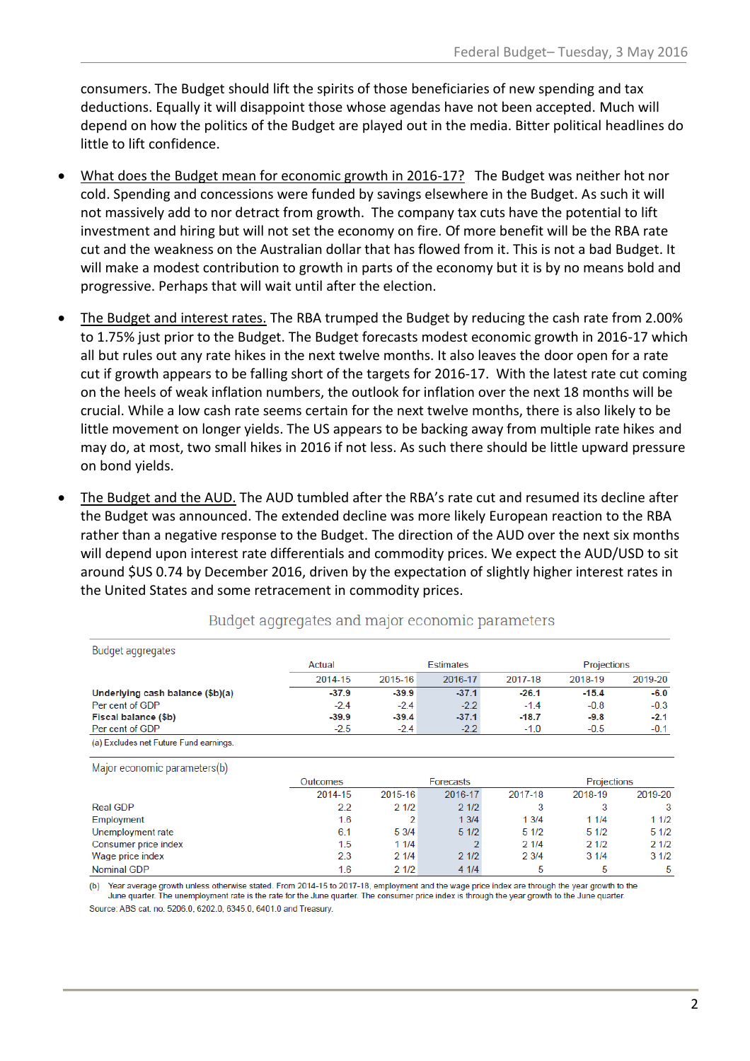consumers. The Budget should lift the spirits of those beneficiaries of new spending and tax deductions. Equally it will disappoint those whose agendas have not been accepted. Much will depend on how the politics of the Budget are played out in the media. Bitter political headlines do little to lift confidence.

- What does the Budget mean for economic growth in 2016-17? The Budget was neither hot nor cold. Spending and concessions were funded by savings elsewhere in the Budget. As such it will not massively add to nor detract from growth. The company tax cuts have the potential to lift investment and hiring but will not set the economy on fire. Of more benefit will be the RBA rate cut and the weakness on the Australian dollar that has flowed from it. This is not a bad Budget. It will make a modest contribution to growth in parts of the economy but it is by no means bold and progressive. Perhaps that will wait until after the election.

- The Budget and interest rates. The RBA trumped the Budget by reducing the cash rate from 2.00% to 1.75% just prior to the Budget. The Budget forecasts modest economic growth in 2016-17 which all but rules out any rate hikes in the next twelve months. It also leaves the door open for a rate cut if growth appears to be falling short of the targets for 2016-17. With the latest rate cut coming on the heels of weak inflation numbers, the outlook for inflation over the next 18 months will be crucial. While a low cash rate seems certain for the next twelve months, there is also likely to be little movement on longer yields. The US appears to be backing away from multiple rate hikes and may do, at most, two small hikes in 2016 if not less. As such there should be little upward pressure on bond yields.

- The Budget and the AUD. The AUD tumbled after the RBA's rate cut and resumed its decline after the Budget was announced. The extended decline was more likely European reaction to the RBA rather than a negative response to the Budget. The direction of the AUD over the next six months will depend upon interest rate differentials and commodity prices. We expect the AUD/USD to sit around $US 0.74 by December 2016, driven by the expectation of slightly higher interest rates in the United States and some retracement in commodity prices.

Budget aggregates and major economic parameters

| Budget aggregates | Actual | | Estimates | | Projections | |
|---|---|---|---|---|---|---|
| | 2014-15 | 2015-16 | 2016-17 | 2017-18 | 2018-19 | 2019-20 |
| **Underlying cash balance ($b)(a)** | **-37.9** | **-39.9** | **-37.1** | **-26.1** | **-15.4** | **-6.0** |
| Per cent of GDP | -2.4 | -2.4 | -2.2 | -1.4 | -0.8 | -0.3 |
| **Fiscal balance ($b)** | **-39.9** | **-39.4** | **-37.1** | **-18.7** | **-9.8** | **-2.1** |
| Per cent of GDP | -2.5 | -2.4 | -2.2 | -1.0 | -0.5 | -0.1 |

(a) Excludes net Future Fund earnings.

| Major economic parameters(b) | Outcomes | | Forecasts | | Projections | |
|---|---|---|---|---|---|---|
| | 2014-15 | 2015-16 | 2016-17 | 2017-18 | 2018-19 | 2019-20 |
| Real GDP | 2.2 | 2 1/2 | 2 1/2 | 3 | 3 | 3 |
| Employment | 1.6 | 2 | 1 3/4 | 1 3/4 | 1 1/4 | 1 1/2 |
| Unemployment rate | 6.1 | 5 3/4 | 5 1/2 | 5 1/2 | 5 1/2 | 5 1/2 |
| Consumer price index | 1.5 | 1 1/4 | 2 | 2 1/4 | 2 1/2 | 2 1/2 |
| Wage price index | 2.3 | 2 1/4 | 2 1/2 | 2 3/4 | 3 1/4 | 3 1/2 |
| Nominal GDP | 1.6 | 2 1/2 | 4 1/4 | 5 | 5 | 5 |

(b) Year average growth unless otherwise stated. From 2014-15 to 2017-18, employment and the wage price index are through the year growth to the June quarter. The unemployment rate is the rate for the June quarter. The consumer price index is through the year growth to the June quarter.

Source: ABS cat. no. 5206.0, 6202.0, 6345.0, 6401.0 and Treasury.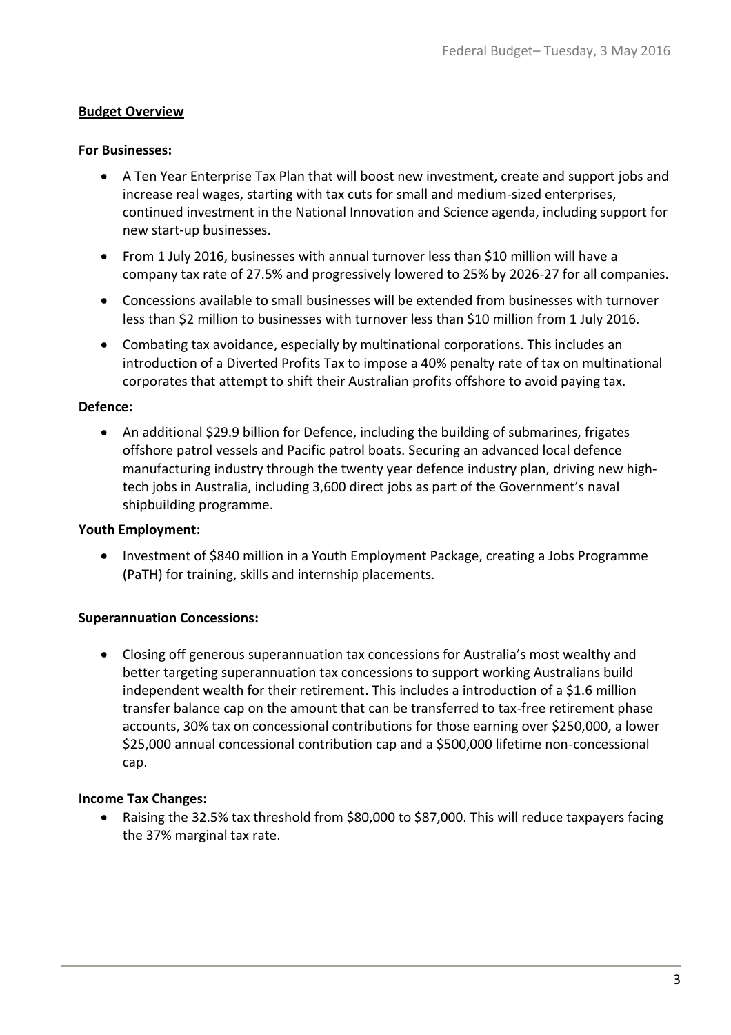## Budget Overview

### For Businesses:

- A Ten Year Enterprise Tax Plan that will boost new investment, create and support jobs and increase real wages, starting with tax cuts for small and medium-sized enterprises, continued investment in the National Innovation and Science agenda, including support for new start-up businesses.
- From 1 July 2016, businesses with annual turnover less than $10 million will have a company tax rate of 27.5% and progressively lowered to 25% by 2026-27 for all companies.
- Concessions available to small businesses will be extended from businesses with turnover less than $2 million to businesses with turnover less than $10 million from 1 July 2016.
- Combating tax avoidance, especially by multinational corporations. This includes an introduction of a Diverted Profits Tax to impose a 40% penalty rate of tax on multinational corporates that attempt to shift their Australian profits offshore to avoid paying tax.

### Defence:

- An additional $29.9 billion for Defence, including the building of submarines, frigates offshore patrol vessels and Pacific patrol boats. Securing an advanced local defence manufacturing industry through the twenty year defence industry plan, driving new high-tech jobs in Australia, including 3,600 direct jobs as part of the Government's naval shipbuilding programme.

### Youth Employment:

- Investment of $840 million in a Youth Employment Package, creating a Jobs Programme (PaTH) for training, skills and internship placements.

### Superannuation Concessions:

- Closing off generous superannuation tax concessions for Australia's most wealthy and better targeting superannuation tax concessions to support working Australians build independent wealth for their retirement. This includes a introduction of a $1.6 million transfer balance cap on the amount that can be transferred to tax-free retirement phase accounts, 30% tax on concessional contributions for those earning over $250,000, a lower $25,000 annual concessional contribution cap and a $500,000 lifetime non-concessional cap.

### Income Tax Changes:

- Raising the 32.5% tax threshold from $80,000 to $87,000. This will reduce taxpayers facing the 37% marginal tax rate.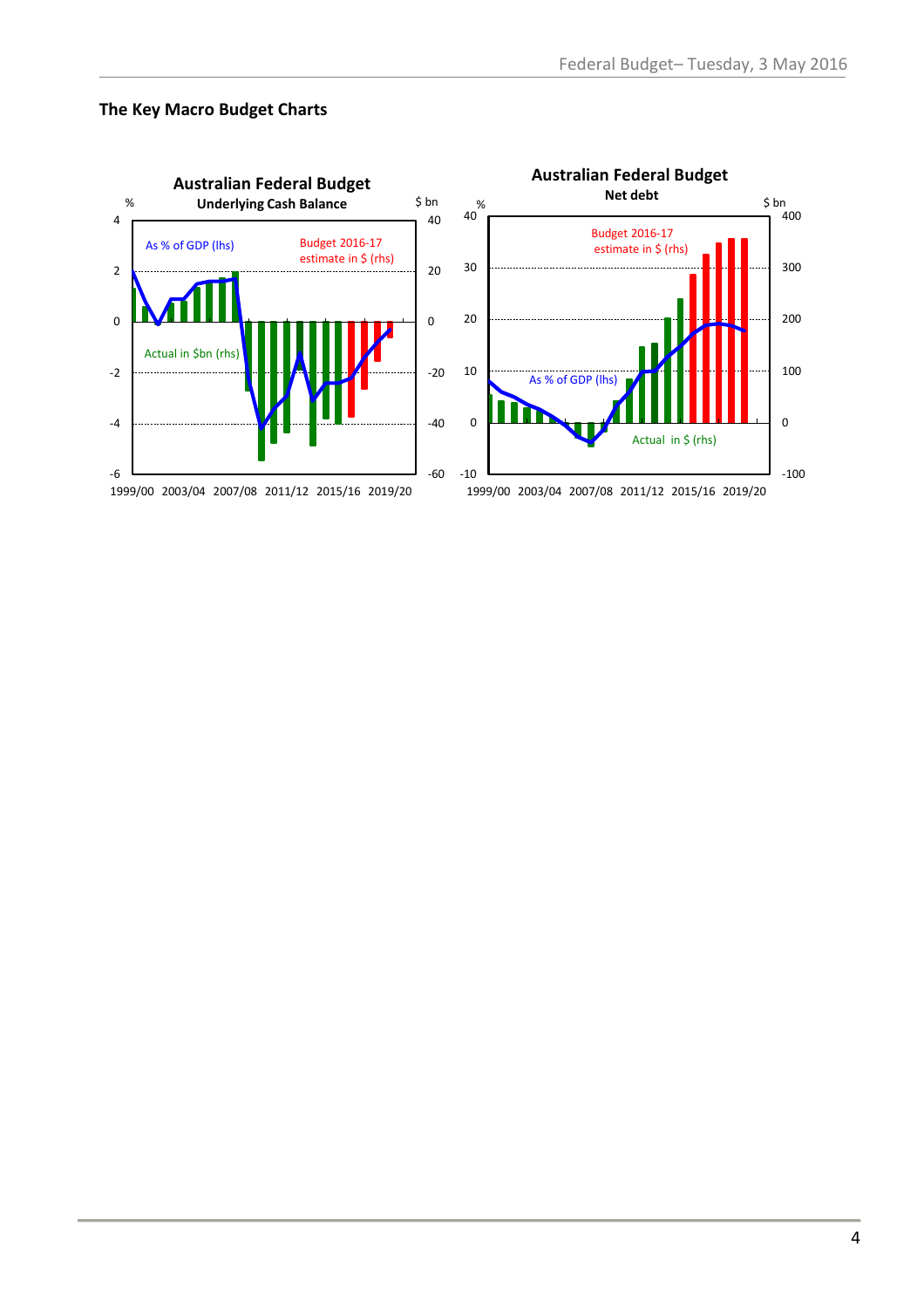## The Key Macro Budget Charts

**Australian Federal Budget**
**Underlying Cash Balance**

% | $ bn

As % of GDP (lhs)

Budget 2016-17 estimate in $ (rhs)

Actual in $bn (rhs)

1999/00 2003/04 2007/08 2011/12 2015/16 2019/20

**Australian Federal Budget**
**Net debt**

% | $ bn

Budget 2016-17 estimate in $ (rhs)

As % of GDP (lhs)

Actual in $ (rhs)

1999/00 2003/04 2007/08 2011/12 2015/16 2019/20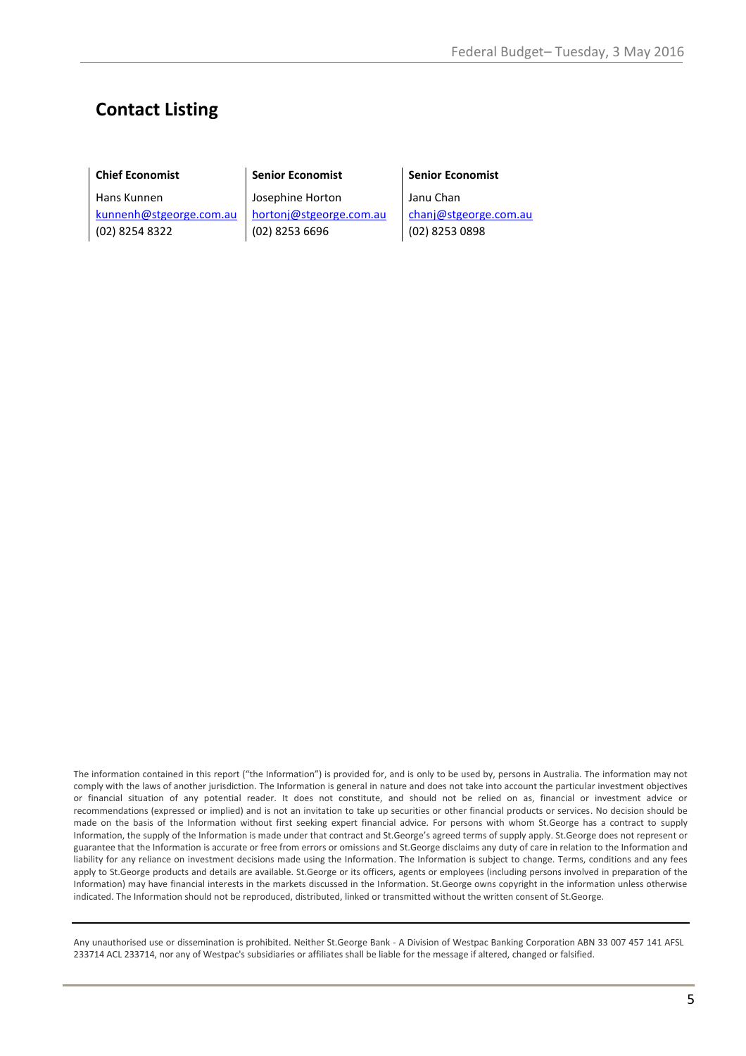## Contact Listing

| | | |
|---|---|---|
| **Chief Economist** | **Senior Economist** | **Senior Economist** |
| Hans Kunnen | Josephine Horton | Janu Chan |
| kunnenh@stgeorge.com.au | hortonj@stgeorge.com.au | chanj@stgeorge.com.au |
| (02) 8254 8322 | (02) 8253 6696 | (02) 8253 0898 |

The information contained in this report ("the Information") is provided for, and is only to be used by, persons in Australia. The information may not comply with the laws of another jurisdiction. The Information is general in nature and does not take into account the particular investment objectives or financial situation of any potential reader. It does not constitute, and should not be relied on as, financial or investment advice or recommendations (expressed or implied) and is not an invitation to take up securities or other financial products or services. No decision should be made on the basis of the Information without first seeking expert financial advice. For persons with whom St.George has a contract to supply Information, the supply of the Information is made under that contract and St.George's agreed terms of supply apply. St.George does not represent or guarantee that the Information is accurate or free from errors or omissions and St.George disclaims any duty of care in relation to the Information and liability for any reliance on investment decisions made using the Information. The Information is subject to change. Terms, conditions and any fees apply to St.George products and details are available. St.George or its officers, agents or employees (including persons involved in preparation of the Information) may have financial interests in the markets discussed in the Information. St.George owns copyright in the information unless otherwise indicated. The Information should not be reproduced, distributed, linked or transmitted without the written consent of St.George.

Any unauthorised use or dissemination is prohibited. Neither St.George Bank - A Division of Westpac Banking Corporation ABN 33 007 457 141 AFSL 233714 ACL 233714, nor any of Westpac's subsidiaries or affiliates shall be liable for the message if altered, changed or falsified.